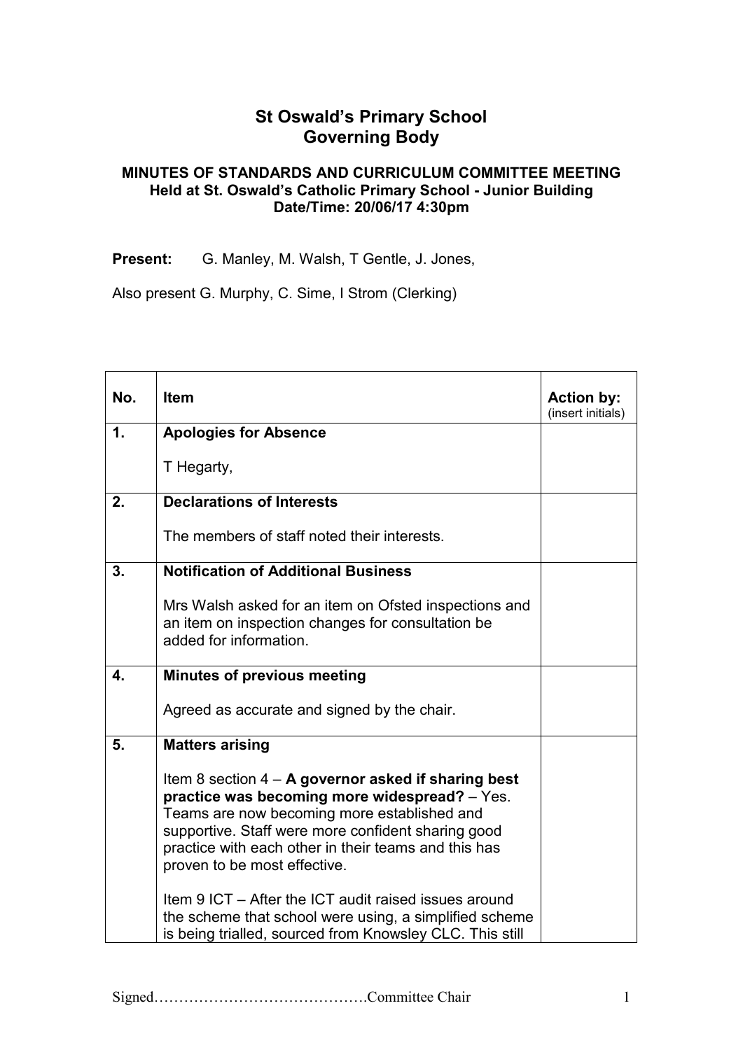# St Oswald's Primary School
# Governing Body

### MINUTES OF STANDARDS AND CURRICULUM COMMITTEE MEETING
### Held at St. Oswald's Catholic Primary School - Junior Building
### Date/Time: 20/06/17 4:30pm

**Present:** G. Manley, M. Walsh, T Gentle, J. Jones,

Also present G. Murphy, C. Sime, I Strom (Clerking)

| No. | Item | Action by: (insert initials) |
|---|---|---|
| 1. | **Apologies for Absence**<br><br>T Hegarty, | |
| 2. | **Declarations of Interests**<br><br>The members of staff noted their interests. | |
| 3. | **Notification of Additional Business**<br><br>Mrs Walsh asked for an item on Ofsted inspections and an item on inspection changes for consultation be added for information. | |
| 4. | **Minutes of previous meeting**<br><br>Agreed as accurate and signed by the chair. | |
| 5. | **Matters arising**<br><br>Item 8 section 4 – **A governor asked if sharing best practice was becoming more widespread?** – Yes. Teams are now becoming more established and supportive. Staff were more confident sharing good practice with each other in their teams and this has proven to be most effective.<br><br>Item 9 ICT – After the ICT audit raised issues around the scheme that school were using, a simplified scheme is being trialled, sourced from Knowsley CLC. This still | |

Signed…………………………………….Committee Chair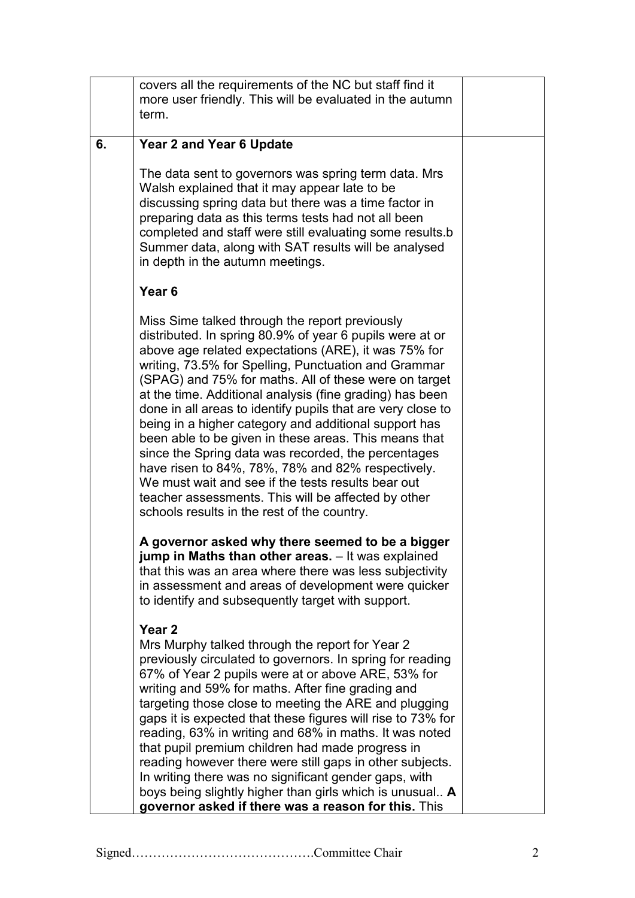| | | |
|---|---|---|
| | covers all the requirements of the NC but staff find it more user friendly. This will be evaluated in the autumn term. | |
| **6.** | **Year 2 and Year 6 Update**<br><br>The data sent to governors was spring term data. Mrs Walsh explained that it may appear late to be discussing spring data but there was a time factor in preparing data as this terms tests had not all been completed and staff were still evaluating some results.b Summer data, along with SAT results will be analysed in depth in the autumn meetings.<br><br>**Year 6**<br><br>Miss Sime talked through the report previously distributed. In spring 80.9% of year 6 pupils were at or above age related expectations (ARE), it was 75% for writing, 73.5% for Spelling, Punctuation and Grammar (SPAG) and 75% for maths. All of these were on target at the time. Additional analysis (fine grading) has been done in all areas to identify pupils that are very close to being in a higher category and additional support has been able to be given in these areas. This means that since the Spring data was recorded, the percentages have risen to 84%, 78%, 78% and 82% respectively. We must wait and see if the tests results bear out teacher assessments. This will be affected by other schools results in the rest of the country.<br><br>**A governor asked why there seemed to be a bigger jump in Maths than other areas.** – It was explained that this was an area where there was less subjectivity in assessment and areas of development were quicker to identify and subsequently target with support.<br><br>**Year 2**<br>Mrs Murphy talked through the report for Year 2 previously circulated to governors. In spring for reading 67% of Year 2 pupils were at or above ARE, 53% for writing and 59% for maths. After fine grading and targeting those close to meeting the ARE and plugging gaps it is expected that these figures will rise to 73% for reading, 63% in writing and 68% in maths. It was noted that pupil premium children had made progress in reading however there were still gaps in other subjects. In writing there was no significant gender gaps, with boys being slightly higher than girls which is unusual.. **A governor asked if there was a reason for this.** This | |

Signed…………………………………….Committee Chair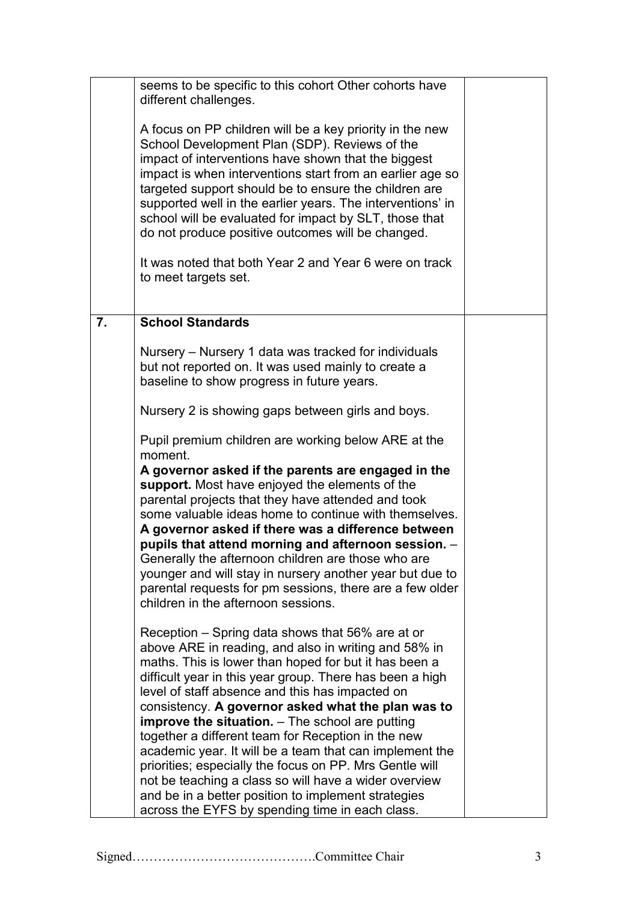| | | |
|---|---|---|
| | seems to be specific to this cohort Other cohorts have different challenges.<br><br>A focus on PP children will be a key priority in the new School Development Plan (SDP). Reviews of the impact of interventions have shown that the biggest impact is when interventions start from an earlier age so targeted support should be to ensure the children are supported well in the earlier years. The interventions' in school will be evaluated for impact by SLT, those that do not produce positive outcomes will be changed.<br><br>It was noted that both Year 2 and Year 6 were on track to meet targets set. | |
| **7.** | **School Standards**<br><br>Nursery – Nursery 1 data was tracked for individuals but not reported on. It was used mainly to create a baseline to show progress in future years.<br><br>Nursery 2 is showing gaps between girls and boys.<br><br>Pupil premium children are working below ARE at the moment.<br>**A governor asked if the parents are engaged in the support.** Most have enjoyed the elements of the parental projects that they have attended and took some valuable ideas home to continue with themselves.<br>**A governor asked if there was a difference between pupils that attend morning and afternoon session.** – Generally the afternoon children are those who are younger and will stay in nursery another year but due to parental requests for pm sessions, there are a few older children in the afternoon sessions.<br><br>Reception – Spring data shows that 56% are at or above ARE in reading, and also in writing and 58% in maths. This is lower than hoped for but it has been a difficult year in this year group. There has been a high level of staff absence and this has impacted on consistency. **A governor asked what the plan was to improve the situation.** – The school are putting together a different team for Reception in the new academic year. It will be a team that can implement the priorities; especially the focus on PP. Mrs Gentle will not be teaching a class so will have a wider overview and be in a better position to implement strategies across the EYFS by spending time in each class. | |

Signed…………………………………….Committee Chair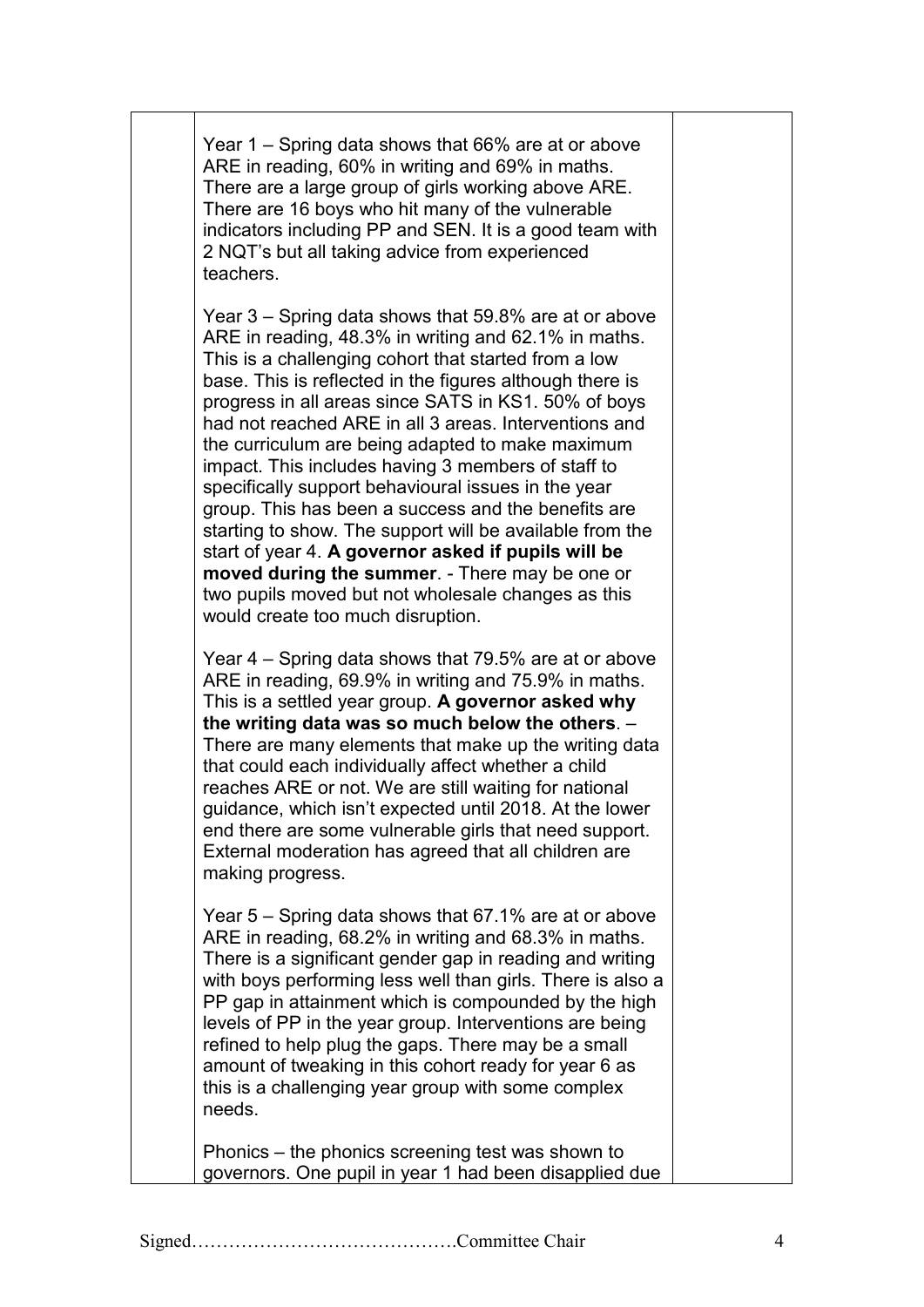Year 1 – Spring data shows that 66% are at or above ARE in reading, 60% in writing and 69% in maths. There are a large group of girls working above ARE. There are 16 boys who hit many of the vulnerable indicators including PP and SEN. It is a good team with 2 NQT's but all taking advice from experienced teachers.

Year 3 – Spring data shows that 59.8% are at or above ARE in reading, 48.3% in writing and 62.1% in maths. This is a challenging cohort that started from a low base. This is reflected in the figures although there is progress in all areas since SATS in KS1. 50% of boys had not reached ARE in all 3 areas. Interventions and the curriculum are being adapted to make maximum impact. This includes having 3 members of staff to specifically support behavioural issues in the year group. This has been a success and the benefits are starting to show. The support will be available from the start of year 4. **A governor asked if pupils will be moved during the summer**. - There may be one or two pupils moved but not wholesale changes as this would create too much disruption.

Year 4 – Spring data shows that 79.5% are at or above ARE in reading, 69.9% in writing and 75.9% in maths. This is a settled year group. **A governor asked why the writing data was so much below the others**. – There are many elements that make up the writing data that could each individually affect whether a child reaches ARE or not. We are still waiting for national guidance, which isn't expected until 2018. At the lower end there are some vulnerable girls that need support. External moderation has agreed that all children are making progress.

Year 5 – Spring data shows that 67.1% are at or above ARE in reading, 68.2% in writing and 68.3% in maths. There is a significant gender gap in reading and writing with boys performing less well than girls. There is also a PP gap in attainment which is compounded by the high levels of PP in the year group. Interventions are being refined to help plug the gaps. There may be a small amount of tweaking in this cohort ready for year 6 as this is a challenging year group with some complex needs.

Phonics – the phonics screening test was shown to governors. One pupil in year 1 had been disapplied due

Signed…………………………………….Committee Chair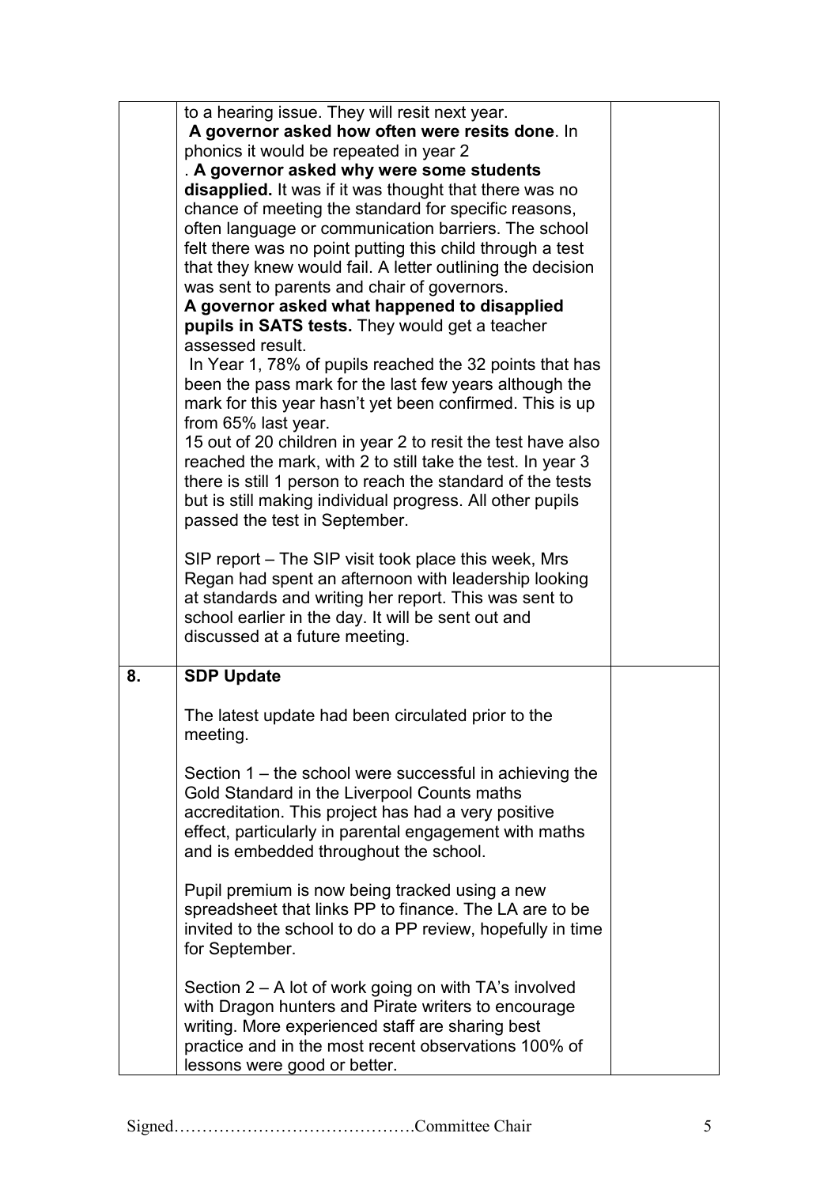| | | |
|---|---|---|
| | to a hearing issue. They will resit next year.<br>**A governor asked how often were resits done**. In phonics it would be repeated in year 2<br>. **A governor asked why were some students disapplied.** It was if it was thought that there was no chance of meeting the standard for specific reasons, often language or communication barriers. The school felt there was no point putting this child through a test that they knew would fail. A letter outlining the decision was sent to parents and chair of governors.<br>**A governor asked what happened to disapplied pupils in SATS tests.** They would get a teacher assessed result.<br>In Year 1, 78% of pupils reached the 32 points that has been the pass mark for the last few years although the mark for this year hasn't yet been confirmed. This is up from 65% last year.<br>15 out of 20 children in year 2 to resit the test have also reached the mark, with 2 to still take the test. In year 3 there is still 1 person to reach the standard of the tests but is still making individual progress. All other pupils passed the test in September.<br><br>SIP report – The SIP visit took place this week, Mrs Regan had spent an afternoon with leadership looking at standards and writing her report. This was sent to school earlier in the day. It will be sent out and discussed at a future meeting. | |
| **8.** | **SDP Update**<br><br>The latest update had been circulated prior to the meeting.<br><br>Section 1 – the school were successful in achieving the Gold Standard in the Liverpool Counts maths accreditation. This project has had a very positive effect, particularly in parental engagement with maths and is embedded throughout the school.<br><br>Pupil premium is now being tracked using a new spreadsheet that links PP to finance. The LA are to be invited to the school to do a PP review, hopefully in time for September.<br><br>Section 2 – A lot of work going on with TA's involved with Dragon hunters and Pirate writers to encourage writing. More experienced staff are sharing best practice and in the most recent observations 100% of lessons were good or better. | |

Signed…………………………………….Committee Chair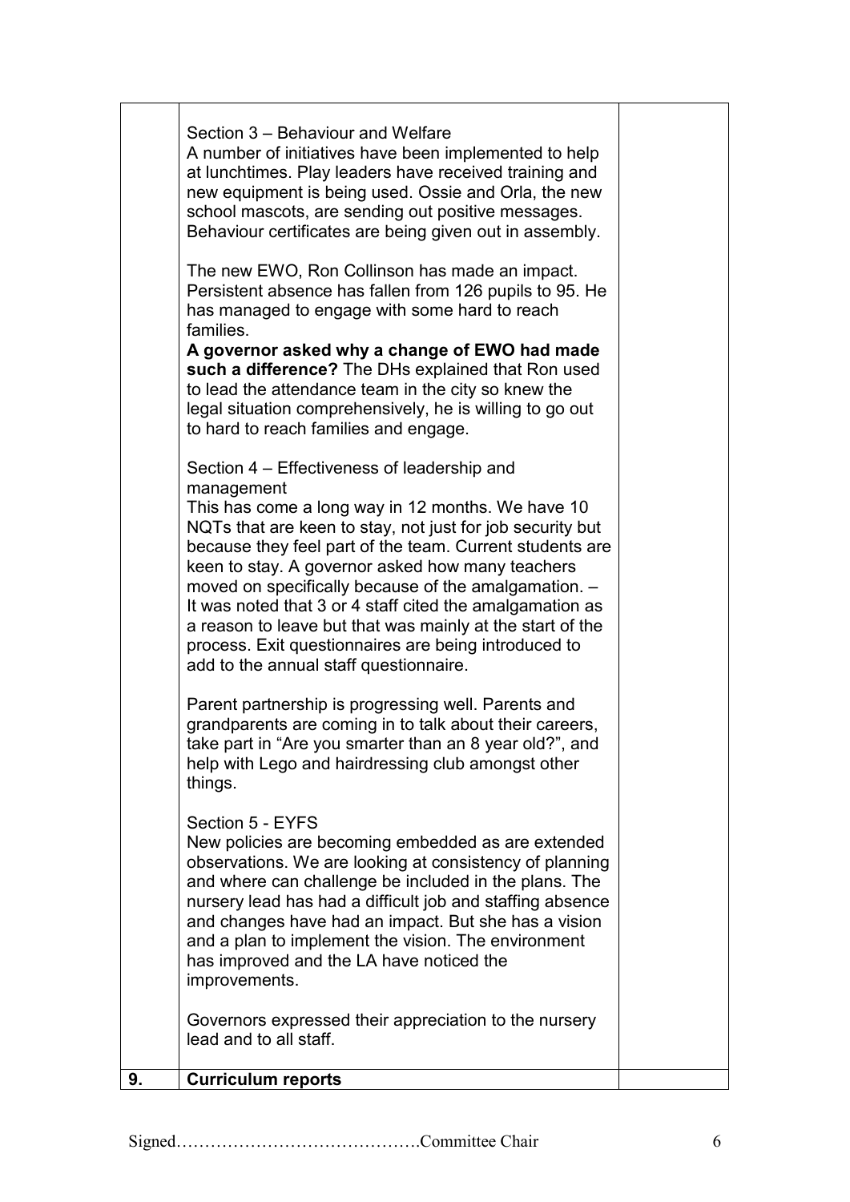| | | |
|---|---|---|
| | Section 3 – Behaviour and Welfare<br>A number of initiatives have been implemented to help at lunchtimes. Play leaders have received training and new equipment is being used. Ossie and Orla, the new school mascots, are sending out positive messages. Behaviour certificates are being given out in assembly.<br><br>The new EWO, Ron Collinson has made an impact. Persistent absence has fallen from 126 pupils to 95. He has managed to engage with some hard to reach families.<br>**A governor asked why a change of EWO had made such a difference?** The DHs explained that Ron used to lead the attendance team in the city so knew the legal situation comprehensively, he is willing to go out to hard to reach families and engage.<br><br>Section 4 – Effectiveness of leadership and management<br>This has come a long way in 12 months. We have 10 NQTs that are keen to stay, not just for job security but because they feel part of the team. Current students are keen to stay. A governor asked how many teachers moved on specifically because of the amalgamation. – It was noted that 3 or 4 staff cited the amalgamation as a reason to leave but that was mainly at the start of the process. Exit questionnaires are being introduced to add to the annual staff questionnaire.<br><br>Parent partnership is progressing well. Parents and grandparents are coming in to talk about their careers, take part in "Are you smarter than an 8 year old?", and help with Lego and hairdressing club amongst other things.<br><br>Section 5 - EYFS<br>New policies are becoming embedded as are extended observations. We are looking at consistency of planning and where can challenge be included in the plans. The nursery lead has had a difficult job and staffing absence and changes have had an impact. But she has a vision and a plan to implement the vision. The environment has improved and the LA have noticed the improvements.<br><br>Governors expressed their appreciation to the nursery lead and to all staff. | |
| **9.** | **Curriculum reports** | |

Signed…………………………………….Committee Chair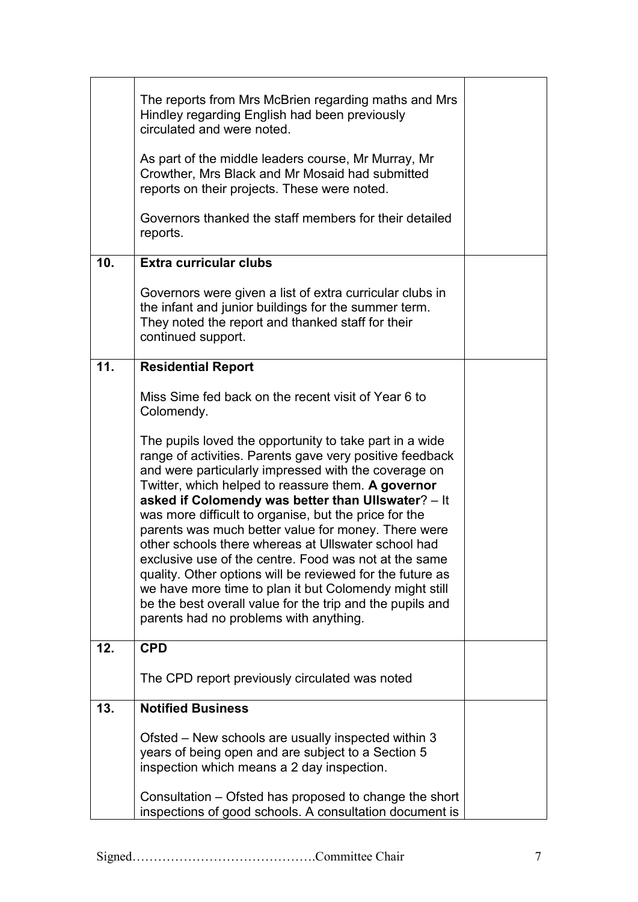| | | |
|---|---|---|
| | The reports from Mrs McBrien regarding maths and Mrs Hindley regarding English had been previously circulated and were noted.<br><br>As part of the middle leaders course, Mr Murray, Mr Crowther, Mrs Black and Mr Mosaid had submitted reports on their projects. These were noted.<br><br>Governors thanked the staff members for their detailed reports. | |
| **10.** | **Extra curricular clubs**<br><br>Governors were given a list of extra curricular clubs in the infant and junior buildings for the summer term. They noted the report and thanked staff for their continued support. | |
| **11.** | **Residential Report**<br><br>Miss Sime fed back on the recent visit of Year 6 to Colomendy.<br><br>The pupils loved the opportunity to take part in a wide range of activities. Parents gave very positive feedback and were particularly impressed with the coverage on Twitter, which helped to reassure them. **A governor asked if Colomendy was better than Ullswater**? – It was more difficult to organise, but the price for the parents was much better value for money. There were other schools there whereas at Ullswater school had exclusive use of the centre. Food was not at the same quality. Other options will be reviewed for the future as we have more time to plan it but Colomendy might still be the best overall value for the trip and the pupils and parents had no problems with anything. | |
| **12.** | **CPD**<br><br>The CPD report previously circulated was noted | |
| **13.** | **Notified Business**<br><br>Ofsted – New schools are usually inspected within 3 years of being open and are subject to a Section 5 inspection which means a 2 day inspection.<br><br>Consultation – Ofsted has proposed to change the short inspections of good schools. A consultation document is | |

Signed…………………………………….Committee Chair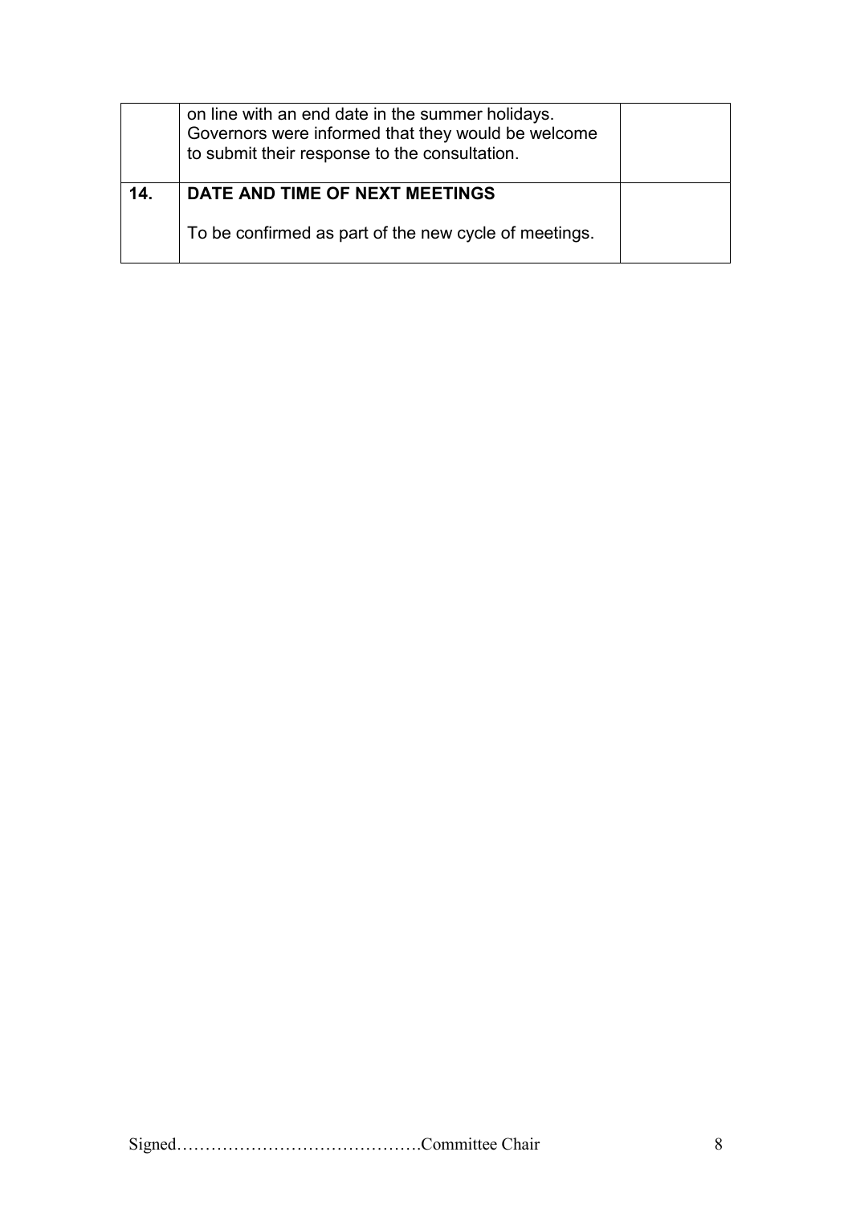| | | |
|---|---|---|
| | on line with an end date in the summer holidays. Governors were informed that they would be welcome to submit their response to the consultation. | |
| **14.** | **DATE AND TIME OF NEXT MEETINGS**<br><br>To be confirmed as part of the new cycle of meetings. | |

Signed…………………………………….Committee Chair